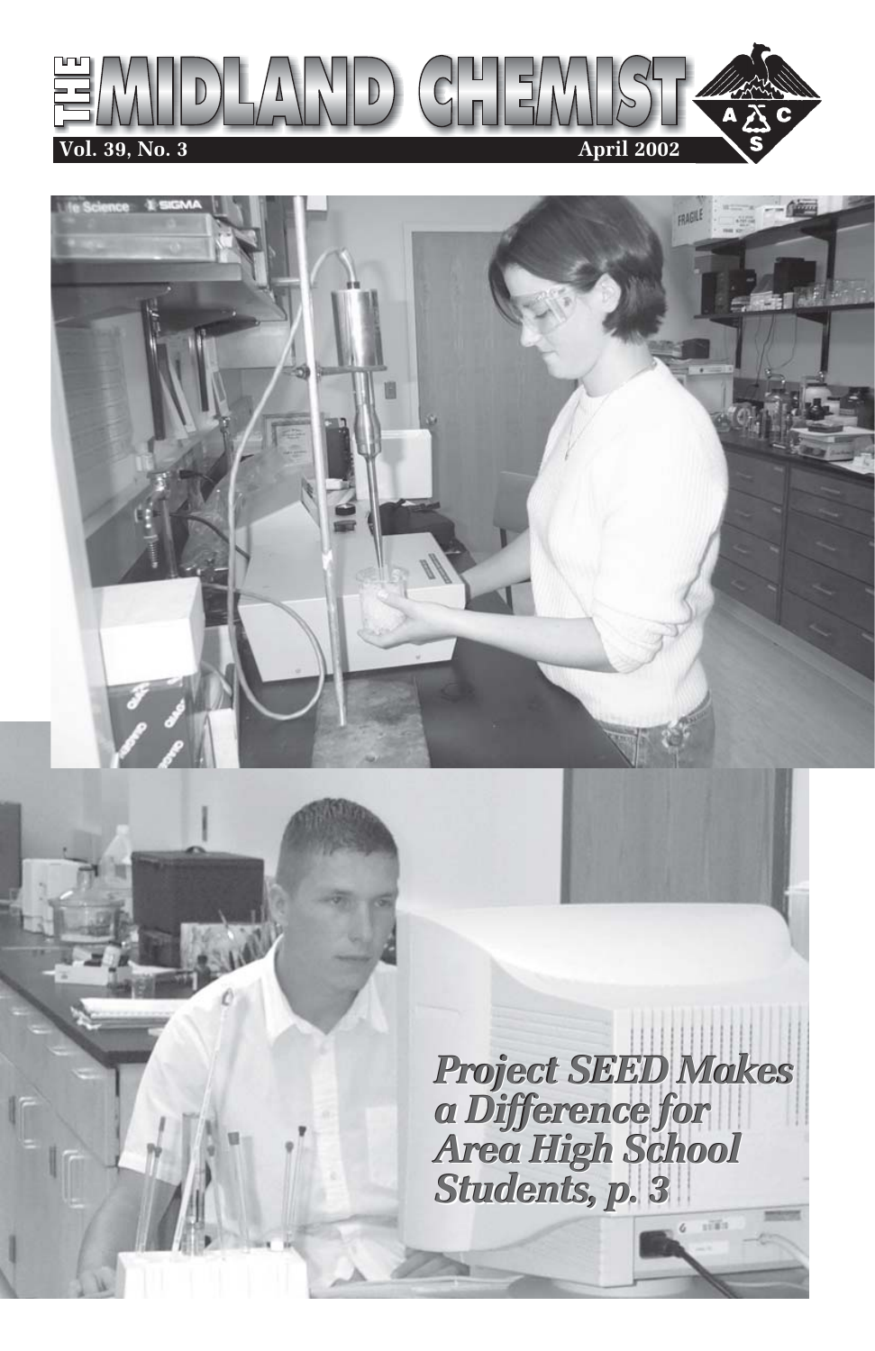# THE MIDLAND CHEMIST

**Vol. 39, No. 3** **April 2002**

***Project SEED Makes a Difference for Area High School Students, p. 3***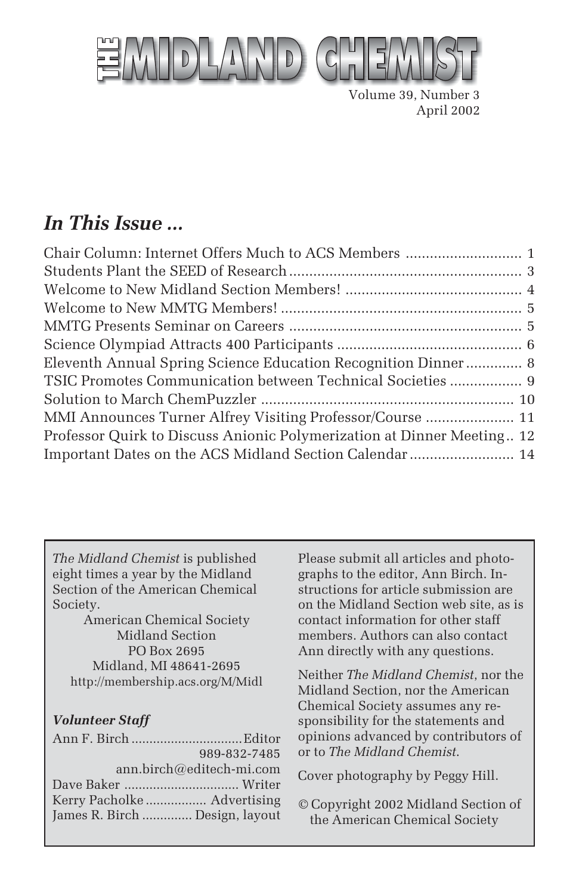# THE MIDLAND CHEMIST

Volume 39, Number 3
April 2002

## *In This Issue ...*

Chair Column: Internet Offers Much to ACS Members ............................ 1
Students Plant the SEED of Research ......................................................... 3
Welcome to New Midland Section Members! ........................................... 4
Welcome to New MMTG Members! ........................................................... 5
MMTG Presents Seminar on Careers ......................................................... 5
Science Olympiad Attracts 400 Participants ............................................. 6
Eleventh Annual Spring Science Education Recognition Dinner ............. 8
TSIC Promotes Communication between Technical Societies ................. 9
Solution to March ChemPuzzler .............................................................. 10
MMI Announces Turner Alfrey Visiting Professor/Course ..................... 11
Professor Quirk to Discuss Anionic Polymerization at Dinner Meeting .. 12
Important Dates on the ACS Midland Section Calendar ......................... 14

*The Midland Chemist* is published eight times a year by the Midland Section of the American Chemical Society.

American Chemical Society
Midland Section
PO Box 2695
Midland, MI 48641-2695
http://membership.acs.org/M/Midl

### *Volunteer Staff*

Ann F. Birch .............................. Editor
989-832-7485
ann.birch@editech-mi.com
Dave Baker ............................... Writer
Kerry Pacholke ................. Advertising
James R. Birch ............. Design, layout

Please submit all articles and photographs to the editor, Ann Birch. Instructions for article submission are on the Midland Section web site, as is contact information for other staff members. Authors can also contact Ann directly with any questions.

Neither *The Midland Chemist*, nor the Midland Section, nor the American Chemical Society assumes any responsibility for the statements and opinions advanced by contributors of or to *The Midland Chemist*.

Cover photography by Peggy Hill.

© Copyright 2002 Midland Section of the American Chemical Society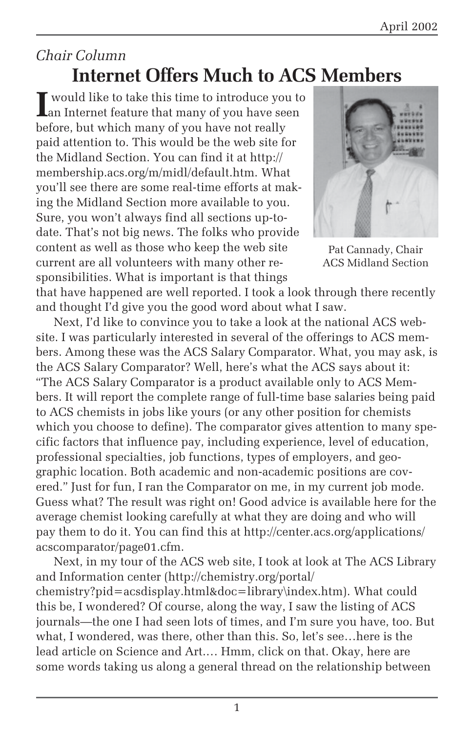*Chair Column*

# Internet Offers Much to ACS Members

I would like to take this time to introduce you to an Internet feature that many of you have seen before, but which many of you have not really paid attention to. This would be the web site for the Midland Section. You can find it at http://membership.acs.org/m/midl/default.htm. What you'll see there are some real-time efforts at making the Midland Section more available to you. Sure, you won't always find all sections up-to-date. That's not big news. The folks who provide content as well as those who keep the web site current are all volunteers with many other responsibilities. What is important is that things that have happened are well reported. I took a look through there recently and thought I'd give you the good word about what I saw.

Pat Cannady, Chair
ACS Midland Section

Next, I'd like to convince you to take a look at the national ACS website. I was particularly interested in several of the offerings to ACS members. Among these was the ACS Salary Comparator. What, you may ask, is the ACS Salary Comparator? Well, here's what the ACS says about it: "The ACS Salary Comparator is a product available only to ACS Members. It will report the complete range of full-time base salaries being paid to ACS chemists in jobs like yours (or any other position for chemists which you choose to define). The comparator gives attention to many specific factors that influence pay, including experience, level of education, professional specialties, job functions, types of employers, and geographic location. Both academic and non-academic positions are covered." Just for fun, I ran the Comparator on me, in my current job mode. Guess what? The result was right on! Good advice is available here for the average chemist looking carefully at what they are doing and who will pay them to do it. You can find this at http://center.acs.org/applications/acscomparator/page01.cfm.

Next, in my tour of the ACS web site, I took at look at The ACS Library and Information center (http://chemistry.org/portal/chemistry?pid=acsdisplay.html&doc=library\index.htm). What could this be, I wondered? Of course, along the way, I saw the listing of ACS journals—the one I had seen lots of times, and I'm sure you have, too. But what, I wondered, was there, other than this. So, let's see…here is the lead article on Science and Art.… Hmm, click on that. Okay, here are some words taking us along a general thread on the relationship between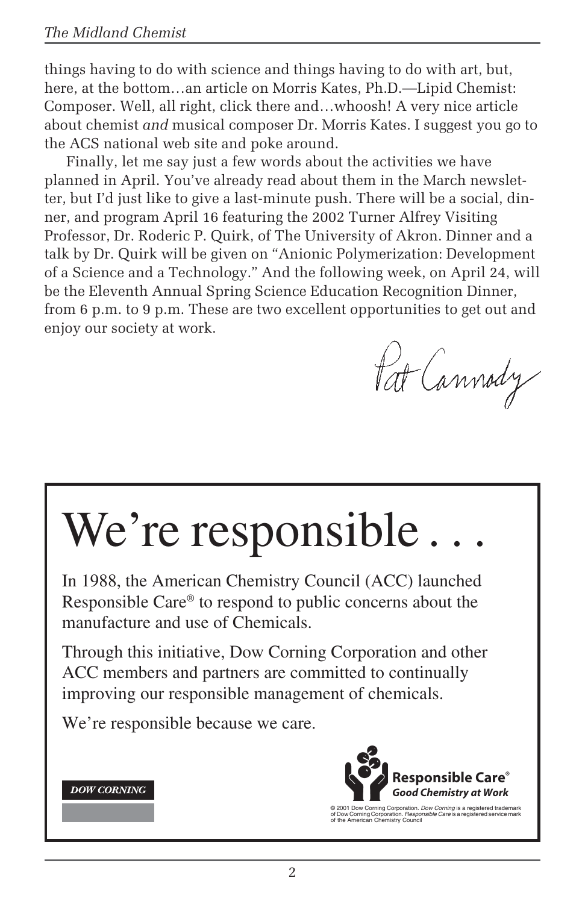things having to do with science and things having to do with art, but, here, at the bottom…an article on Morris Kates, Ph.D.—Lipid Chemist: Composer. Well, all right, click there and…whoosh! A very nice article about chemist *and* musical composer Dr. Morris Kates. I suggest you go to the ACS national web site and poke around.

Finally, let me say just a few words about the activities we have planned in April. You've already read about them in the March newsletter, but I'd just like to give a last-minute push. There will be a social, dinner, and program April 16 featuring the 2002 Turner Alfrey Visiting Professor, Dr. Roderic P. Quirk, of The University of Akron. Dinner and a talk by Dr. Quirk will be given on "Anionic Polymerization: Development of a Science and a Technology." And the following week, on April 24, will be the Eleventh Annual Spring Science Education Recognition Dinner, from 6 p.m. to 9 p.m. These are two excellent opportunities to get out and enjoy our society at work.

Pat Cannody

# We're responsible . . .

In 1988, the American Chemistry Council (ACC) launched Responsible Care® to respond to public concerns about the manufacture and use of Chemicals.

Through this initiative, Dow Corning Corporation and other ACC members and partners are committed to continually improving our responsible management of chemicals.

We're responsible because we care.

DOW CORNING

**Responsible Care®**
***Good Chemistry at Work***

© 2001 Dow Corning Corporation. *Dow Corning* is a registered trademark of Dow Corning Corporation. *Responsible Care* is a registered service mark of the American Chemistry Council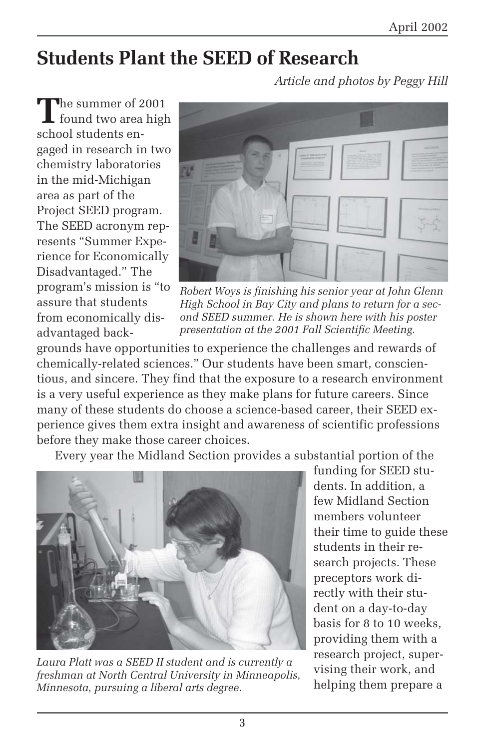# Students Plant the SEED of Research

*Article and photos by Peggy Hill*

The summer of 2001 found two area high school students engaged in research in two chemistry laboratories in the mid-Michigan area as part of the Project SEED program. The SEED acronym represents "Summer Experience for Economically Disadvantaged." The program's mission is "to assure that students from economically disadvantaged backgrounds have opportunities to experience the challenges and rewards of chemically-related sciences." Our students have been smart, conscientious, and sincere. They find that the exposure to a research environment is a very useful experience as they make plans for future careers. Since many of these students do choose a science-based career, their SEED experience gives them extra insight and awareness of scientific professions before they make those career choices.

*Robert Woys is finishing his senior year at John Glenn High School in Bay City and plans to return for a second SEED summer. He is shown here with his poster presentation at the 2001 Fall Scientific Meeting.*

Every year the Midland Section provides a substantial portion of the funding for SEED students. In addition, a few Midland Section members volunteer their time to guide these students in their research projects. These preceptors work directly with their student on a day-to-day basis for 8 to 10 weeks, providing them with a research project, supervising their work, and helping them prepare a

*Laura Platt was a SEED II student and is currently a freshman at North Central University in Minneapolis, Minnesota, pursuing a liberal arts degree.*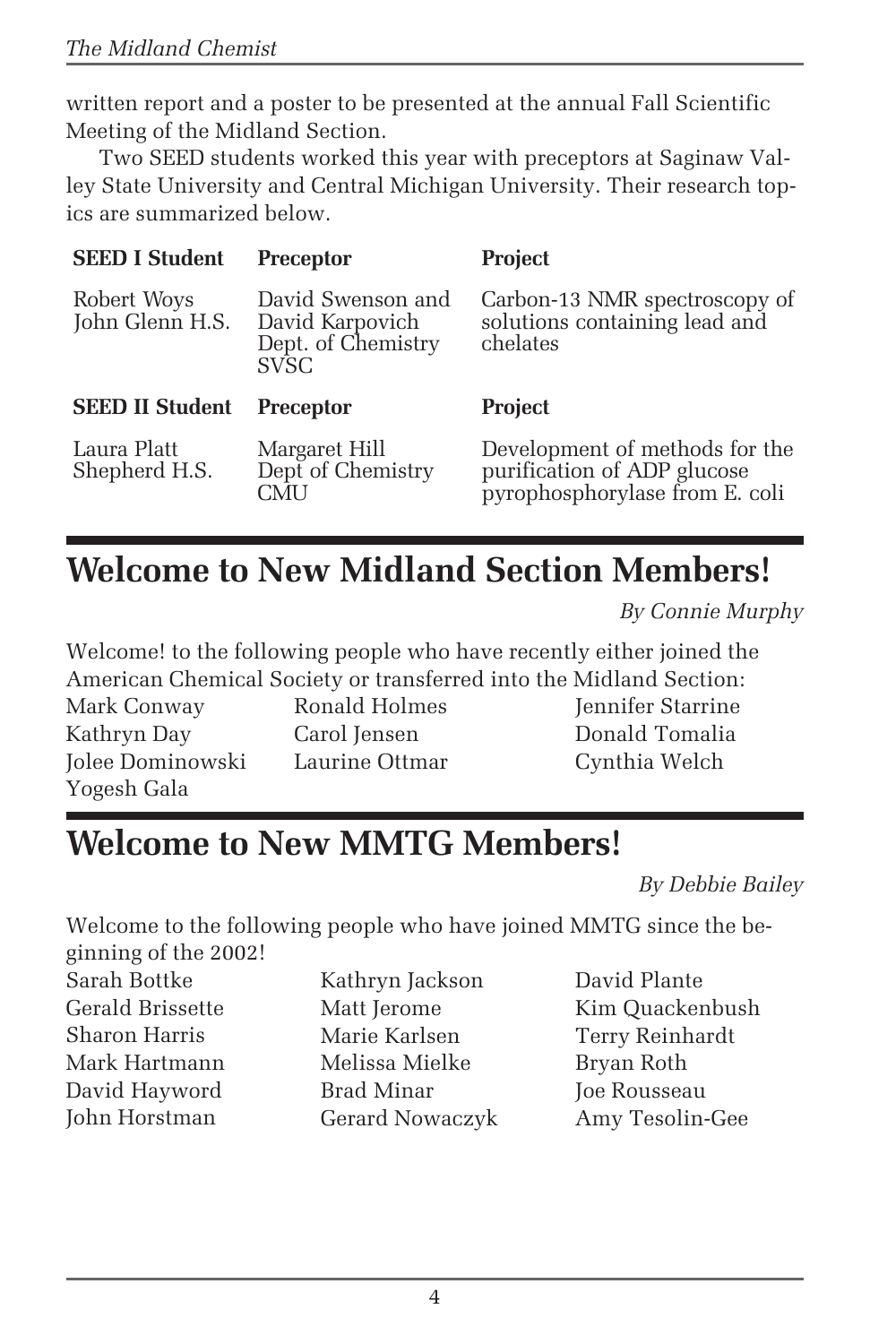written report and a poster to be presented at the annual Fall Scientific Meeting of the Midland Section.

Two SEED students worked this year with preceptors at Saginaw Valley State University and Central Michigan University. Their research topics are summarized below.

| SEED I Student | Preceptor | Project |
|---|---|---|
| Robert Woys<br>John Glenn H.S. | David Swenson and David Karpovich<br>Dept. of Chemistry<br>SVSC | Carbon-13 NMR spectroscopy of solutions containing lead and chelates |
| **SEED II Student** | **Preceptor** | **Project** |
| Laura Platt<br>Shepherd H.S. | Margaret Hill<br>Dept of Chemistry<br>CMU | Development of methods for the purification of ADP glucose pyrophosphorylase from E. coli |

# Welcome to New Midland Section Members!

*By Connie Murphy*

Welcome! to the following people who have recently either joined the American Chemical Society or transferred into the Midland Section:

Mark Conway
Kathryn Day
Jolee Dominowski
Yogesh Gala
Ronald Holmes
Carol Jensen
Laurine Ottmar
Jennifer Starrine
Donald Tomalia
Cynthia Welch

# Welcome to New MMTG Members!

*By Debbie Bailey*

Welcome to the following people who have joined MMTG since the beginning of the 2002!

Sarah Bottke
Gerald Brissette
Sharon Harris
Mark Hartmann
David Hayword
John Horstman
Kathryn Jackson
Matt Jerome
Marie Karlsen
Melissa Mielke
Brad Minar
Gerard Nowaczyk
David Plante
Kim Quackenbush
Terry Reinhardt
Bryan Roth
Joe Rousseau
Amy Tesolin-Gee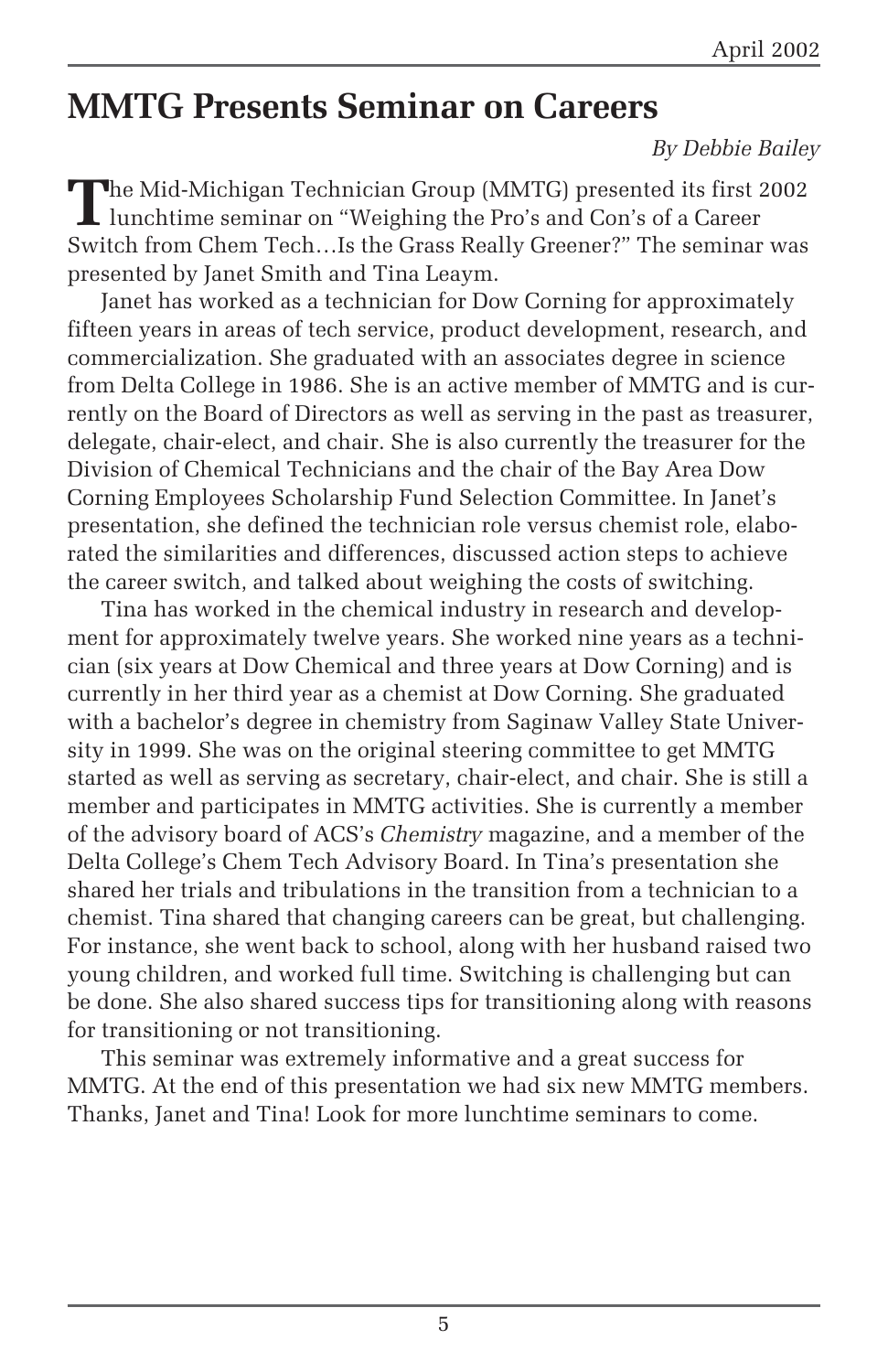# MMTG Presents Seminar on Careers

*By Debbie Bailey*

The Mid-Michigan Technician Group (MMTG) presented its first 2002 lunchtime seminar on "Weighing the Pro's and Con's of a Career Switch from Chem Tech…Is the Grass Really Greener?" The seminar was presented by Janet Smith and Tina Leaym.

Janet has worked as a technician for Dow Corning for approximately fifteen years in areas of tech service, product development, research, and commercialization. She graduated with an associates degree in science from Delta College in 1986. She is an active member of MMTG and is currently on the Board of Directors as well as serving in the past as treasurer, delegate, chair-elect, and chair. She is also currently the treasurer for the Division of Chemical Technicians and the chair of the Bay Area Dow Corning Employees Scholarship Fund Selection Committee. In Janet's presentation, she defined the technician role versus chemist role, elaborated the similarities and differences, discussed action steps to achieve the career switch, and talked about weighing the costs of switching.

Tina has worked in the chemical industry in research and development for approximately twelve years. She worked nine years as a technician (six years at Dow Chemical and three years at Dow Corning) and is currently in her third year as a chemist at Dow Corning. She graduated with a bachelor's degree in chemistry from Saginaw Valley State University in 1999. She was on the original steering committee to get MMTG started as well as serving as secretary, chair-elect, and chair. She is still a member and participates in MMTG activities. She is currently a member of the advisory board of ACS's *Chemistry* magazine, and a member of the Delta College's Chem Tech Advisory Board. In Tina's presentation she shared her trials and tribulations in the transition from a technician to a chemist. Tina shared that changing careers can be great, but challenging. For instance, she went back to school, along with her husband raised two young children, and worked full time. Switching is challenging but can be done. She also shared success tips for transitioning along with reasons for transitioning or not transitioning.

This seminar was extremely informative and a great success for MMTG. At the end of this presentation we had six new MMTG members. Thanks, Janet and Tina! Look for more lunchtime seminars to come.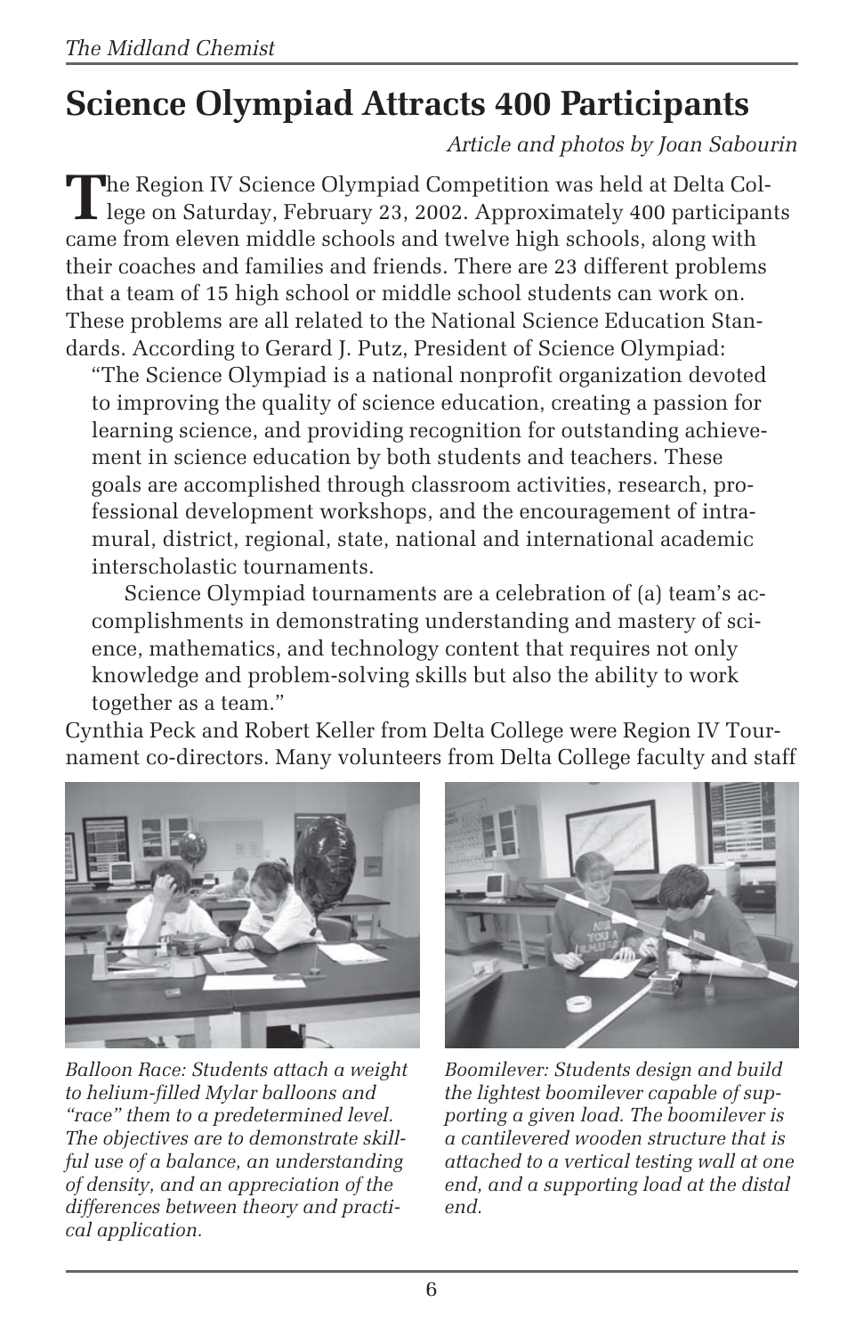# Science Olympiad Attracts 400 Participants

*Article and photos by Joan Sabourin*

The Region IV Science Olympiad Competition was held at Delta College on Saturday, February 23, 2002. Approximately 400 participants came from eleven middle schools and twelve high schools, along with their coaches and families and friends. There are 23 different problems that a team of 15 high school or middle school students can work on. These problems are all related to the National Science Education Standards. According to Gerard J. Putz, President of Science Olympiad:

> "The Science Olympiad is a national nonprofit organization devoted to improving the quality of science education, creating a passion for learning science, and providing recognition for outstanding achievement in science education by both students and teachers. These goals are accomplished through classroom activities, research, professional development workshops, and the encouragement of intramural, district, regional, state, national and international academic interscholastic tournaments.
>
> Science Olympiad tournaments are a celebration of (a) team's accomplishments in demonstrating understanding and mastery of science, mathematics, and technology content that requires not only knowledge and problem-solving skills but also the ability to work together as a team."

Cynthia Peck and Robert Keller from Delta College were Region IV Tournament co-directors. Many volunteers from Delta College faculty and staff

*Balloon Race: Students attach a weight to helium-filled Mylar balloons and "race" them to a predetermined level. The objectives are to demonstrate skillful use of a balance, an understanding of density, and an appreciation of the differences between theory and practical application.*

*Boomilever: Students design and build the lightest boomilever capable of supporting a given load. The boomilever is a cantilevered wooden structure that is attached to a vertical testing wall at one end, and a supporting load at the distal end.*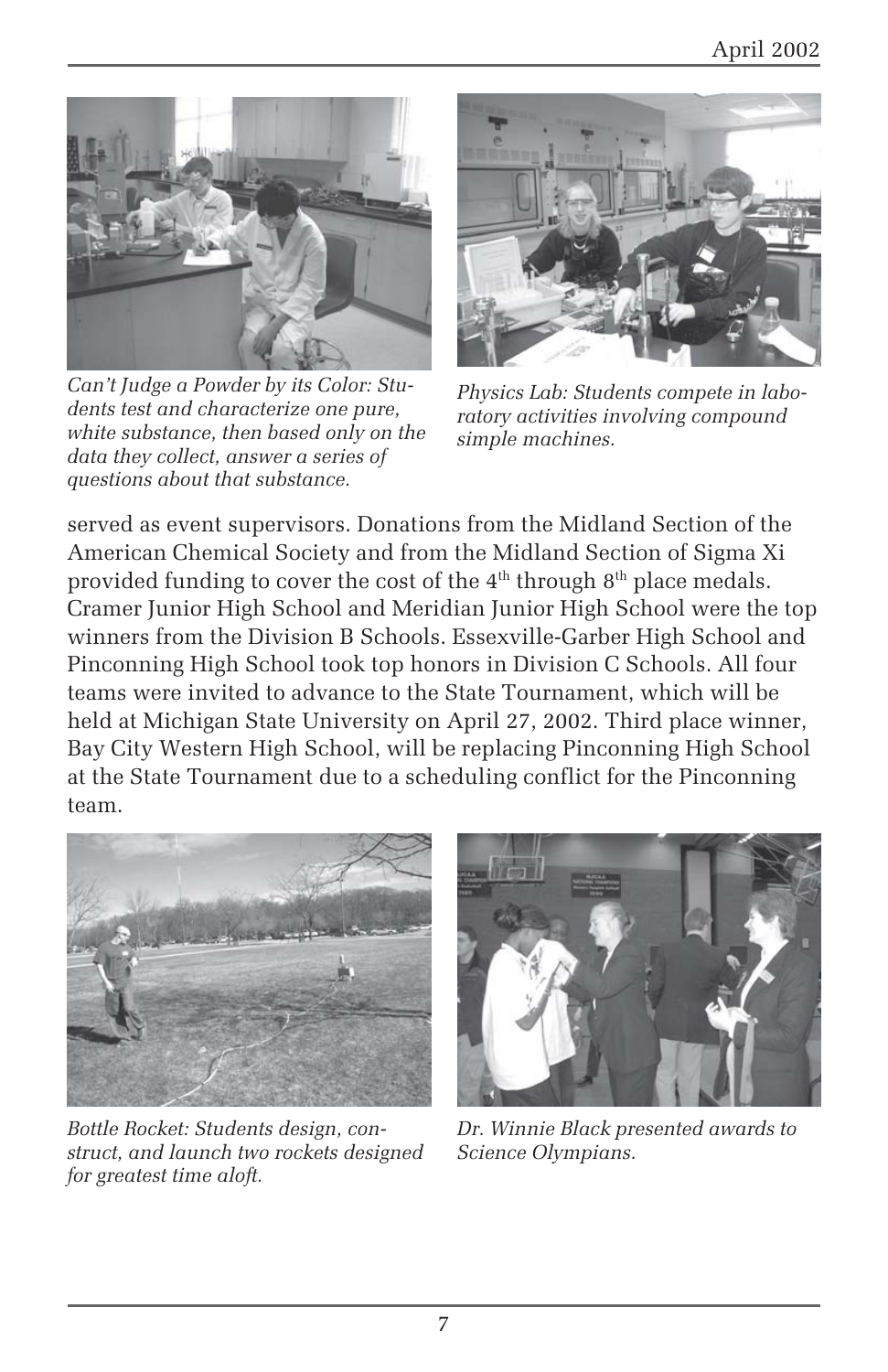*Can't Judge a Powder by its Color: Students test and characterize one pure, white substance, then based only on the data they collect, answer a series of questions about that substance.*

*Physics Lab: Students compete in laboratory activities involving compound simple machines.*

served as event supervisors. Donations from the Midland Section of the American Chemical Society and from the Midland Section of Sigma Xi provided funding to cover the cost of the 4th through 8th place medals. Cramer Junior High School and Meridian Junior High School were the top winners from the Division B Schools. Essexville-Garber High School and Pinconning High School took top honors in Division C Schools. All four teams were invited to advance to the State Tournament, which will be held at Michigan State University on April 27, 2002. Third place winner, Bay City Western High School, will be replacing Pinconning High School at the State Tournament due to a scheduling conflict for the Pinconning team.

*Bottle Rocket: Students design, construct, and launch two rockets designed for greatest time aloft.*

*Dr. Winnie Black presented awards to Science Olympians.*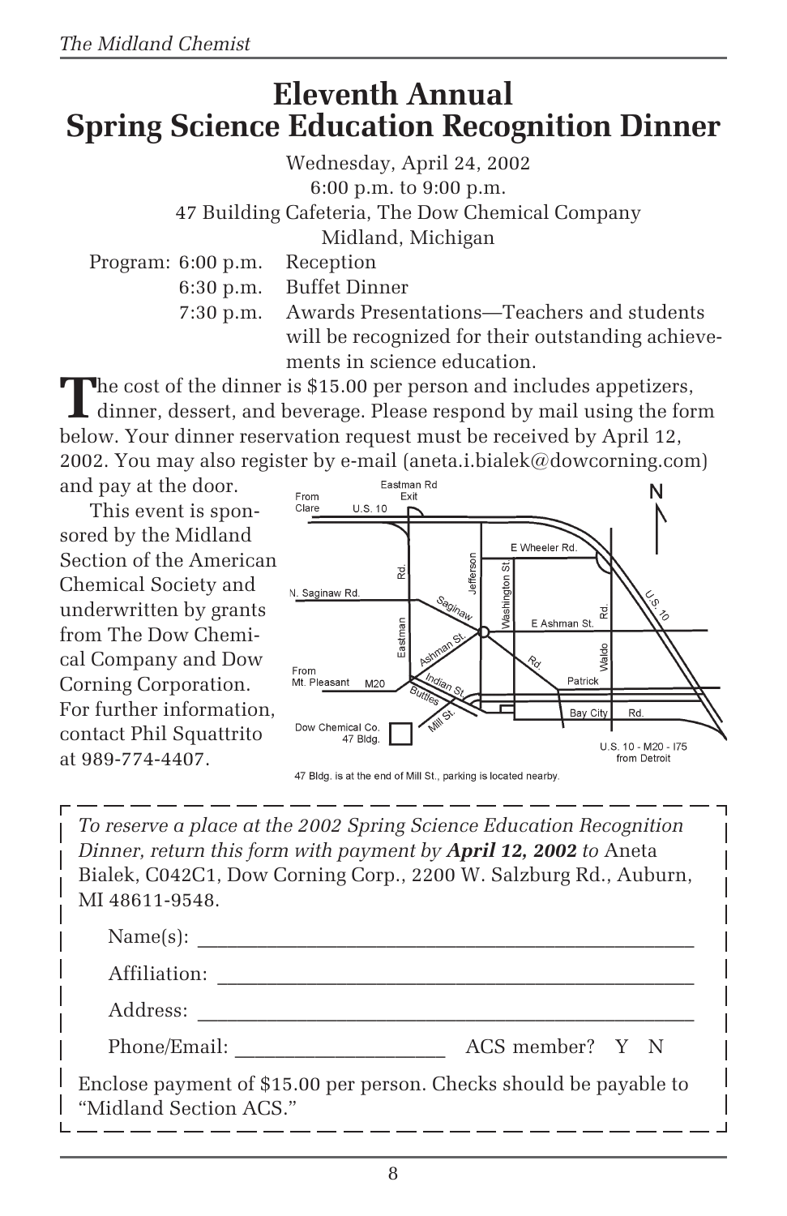# Eleventh Annual Spring Science Education Recognition Dinner

Wednesday, April 24, 2002
6:00 p.m. to 9:00 p.m.
47 Building Cafeteria, The Dow Chemical Company
Midland, Michigan

Program:

- 6:00 p.m. Reception
- 6:30 p.m. Buffet Dinner
- 7:30 p.m. Awards Presentations—Teachers and students will be recognized for their outstanding achievements in science education.

The cost of the dinner is $15.00 per person and includes appetizers, dinner, dessert, and beverage. Please respond by mail using the form below. Your dinner reservation request must be received by April 12, 2002. You may also register by e-mail (aneta.i.bialek@dowcorning.com) and pay at the door.

This event is sponsored by the Midland Section of the American Chemical Society and underwritten by grants from The Dow Chemical Company and Dow Corning Corporation. For further information, contact Phil Squattrito at 989-774-4407.

47 Bldg. is at the end of Mill St., parking is located nearby.

---

*To reserve a place at the 2002 Spring Science Education Recognition Dinner, return this form with payment by* ***April 12, 2002*** *to* Aneta Bialek, C042C1, Dow Corning Corp., 2200 W. Salzburg Rd., Auburn, MI 48611-9548.

Name(s): ______________________________________________

Affiliation: ____________________________________________

Address: ______________________________________________

Phone/Email: ___________________ ACS member? Y N

Enclose payment of $15.00 per person. Checks should be payable to "Midland Section ACS."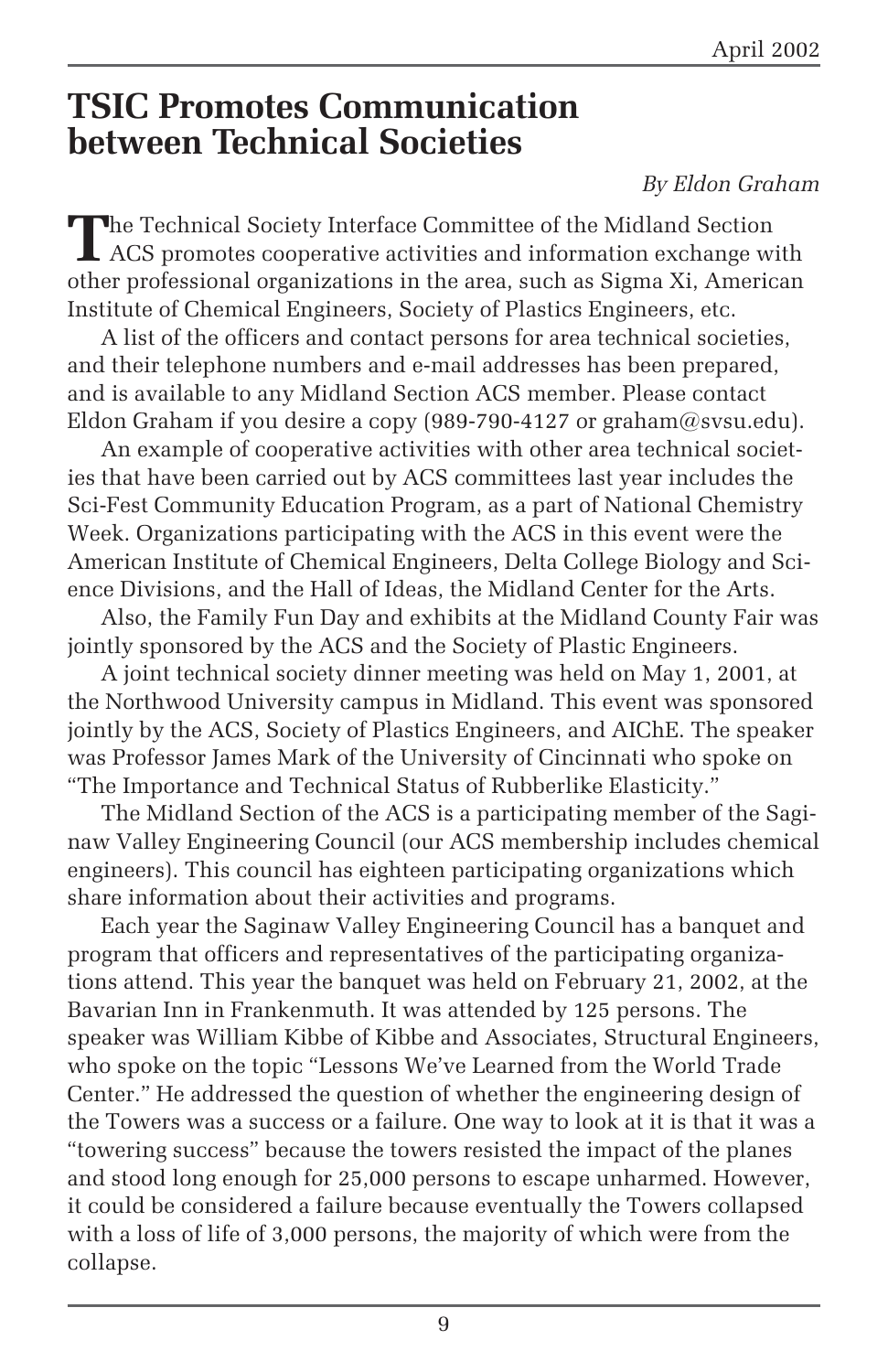# TSIC Promotes Communication between Technical Societies

*By Eldon Graham*

The Technical Society Interface Committee of the Midland Section ACS promotes cooperative activities and information exchange with other professional organizations in the area, such as Sigma Xi, American Institute of Chemical Engineers, Society of Plastics Engineers, etc.

A list of the officers and contact persons for area technical societies, and their telephone numbers and e-mail addresses has been prepared, and is available to any Midland Section ACS member. Please contact Eldon Graham if you desire a copy (989-790-4127 or graham@svsu.edu).

An example of cooperative activities with other area technical societies that have been carried out by ACS committees last year includes the Sci-Fest Community Education Program, as a part of National Chemistry Week. Organizations participating with the ACS in this event were the American Institute of Chemical Engineers, Delta College Biology and Science Divisions, and the Hall of Ideas, the Midland Center for the Arts.

Also, the Family Fun Day and exhibits at the Midland County Fair was jointly sponsored by the ACS and the Society of Plastic Engineers.

A joint technical society dinner meeting was held on May 1, 2001, at the Northwood University campus in Midland. This event was sponsored jointly by the ACS, Society of Plastics Engineers, and AIChE. The speaker was Professor James Mark of the University of Cincinnati who spoke on "The Importance and Technical Status of Rubberlike Elasticity."

The Midland Section of the ACS is a participating member of the Saginaw Valley Engineering Council (our ACS membership includes chemical engineers). This council has eighteen participating organizations which share information about their activities and programs.

Each year the Saginaw Valley Engineering Council has a banquet and program that officers and representatives of the participating organizations attend. This year the banquet was held on February 21, 2002, at the Bavarian Inn in Frankenmuth. It was attended by 125 persons. The speaker was William Kibbe of Kibbe and Associates, Structural Engineers, who spoke on the topic "Lessons We've Learned from the World Trade Center." He addressed the question of whether the engineering design of the Towers was a success or a failure. One way to look at it is that it was a "towering success" because the towers resisted the impact of the planes and stood long enough for 25,000 persons to escape unharmed. However, it could be considered a failure because eventually the Towers collapsed with a loss of life of 3,000 persons, the majority of which were from the collapse.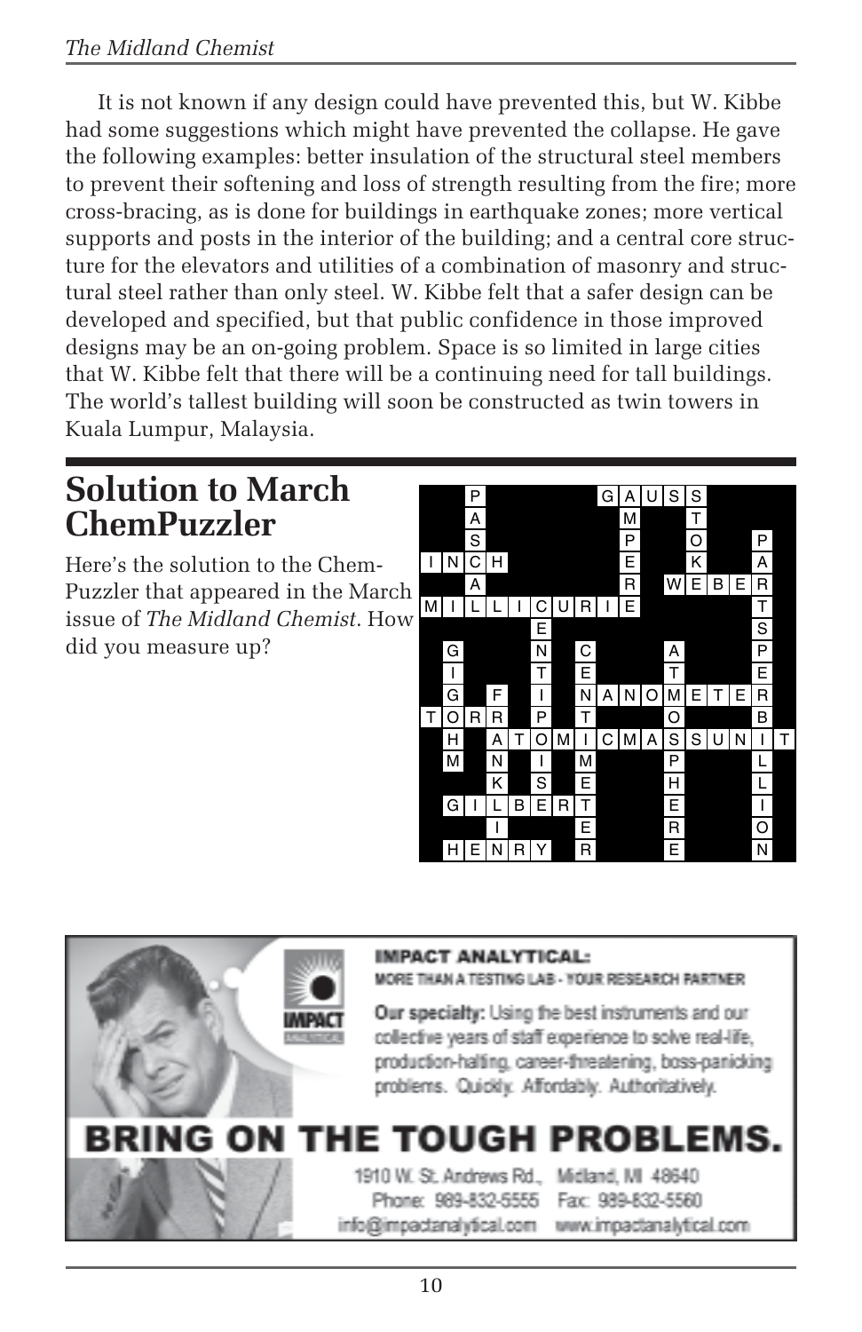It is not known if any design could have prevented this, but W. Kibbe had some suggestions which might have prevented the collapse. He gave the following examples: better insulation of the structural steel members to prevent their softening and loss of strength resulting from the fire; more cross-bracing, as is done for buildings in earthquake zones; more vertical supports and posts in the interior of the building; and a central core structure for the elevators and utilities of a combination of masonry and structural steel rather than only steel. W. Kibbe felt that a safer design can be developed and specified, but that public confidence in those improved designs may be an on-going problem. Space is so limited in large cities that W. Kibbe felt that there will be a continuing need for tall buildings. The world's tallest building will soon be constructed as twin towers in Kuala Lumpur, Malaysia.

## Solution to March ChemPuzzler

Here's the solution to the ChemPuzzler that appeared in the March issue of *The Midland Chemist*. How did you measure up?

| | | | | | | | | | | | | | | | | |
|---|---|---|---|---|---|---|---|---|---|---|---|---|---|---|---|---|
| | | P | | | | | | G | A | U | S | S | | | | |
| | | A | | | | | | | M | | | T | | | | |
| | | S | | | | | | | P | | | O | | | P | |
| I | N | C | H | | | | | | E | | | K | | | A | |
| | | A | | | | | | | R | | W | E | B | E | R | |
| M | I | L | L | I | C | U | R | I | E | | | | | | T | |
| | | | | | E | | | | | | | | | | S | |
| | G | | | | N | | C | | | | A | | | | P | |
| | I | | | | T | | E | | | | T | | | | E | |
| | G | | F | | I | | N | A | N | O | M | E | T | E | R | |
| T | O | R | R | | P | | T | | | | O | | | | B | |
| | H | | A | T | O | M | I | C | M | A | S | S | U | N | I | T |
| | M | | N | | I | | M | | | | P | | | | L | |
| | | | K | | S | | E | | | | H | | | | L | |
| | G | I | L | B | E | R | T | | | | E | | | | I | |
| | | | I | | | | E | | | | R | | | | O | |
| | H | E | N | R | Y | | R | | | | E | | | | N | |

**IMPACT ANALYTICAL:**
MORE THAN A TESTING LAB - YOUR RESEARCH PARTNER

**Our specialty:** Using the best instruments and our collective years of staff experience to solve real-life, production-halting, career-threatening, boss-panicking problems. Quickly. Affordably. Authoritatively.

**BRING ON THE TOUGH PROBLEMS.**

1910 W. St. Andrews Rd., Midland, MI 48640
Phone: 989-832-5555 Fax: 989-832-5560
info@impactanalytical.com www.impactanalytical.com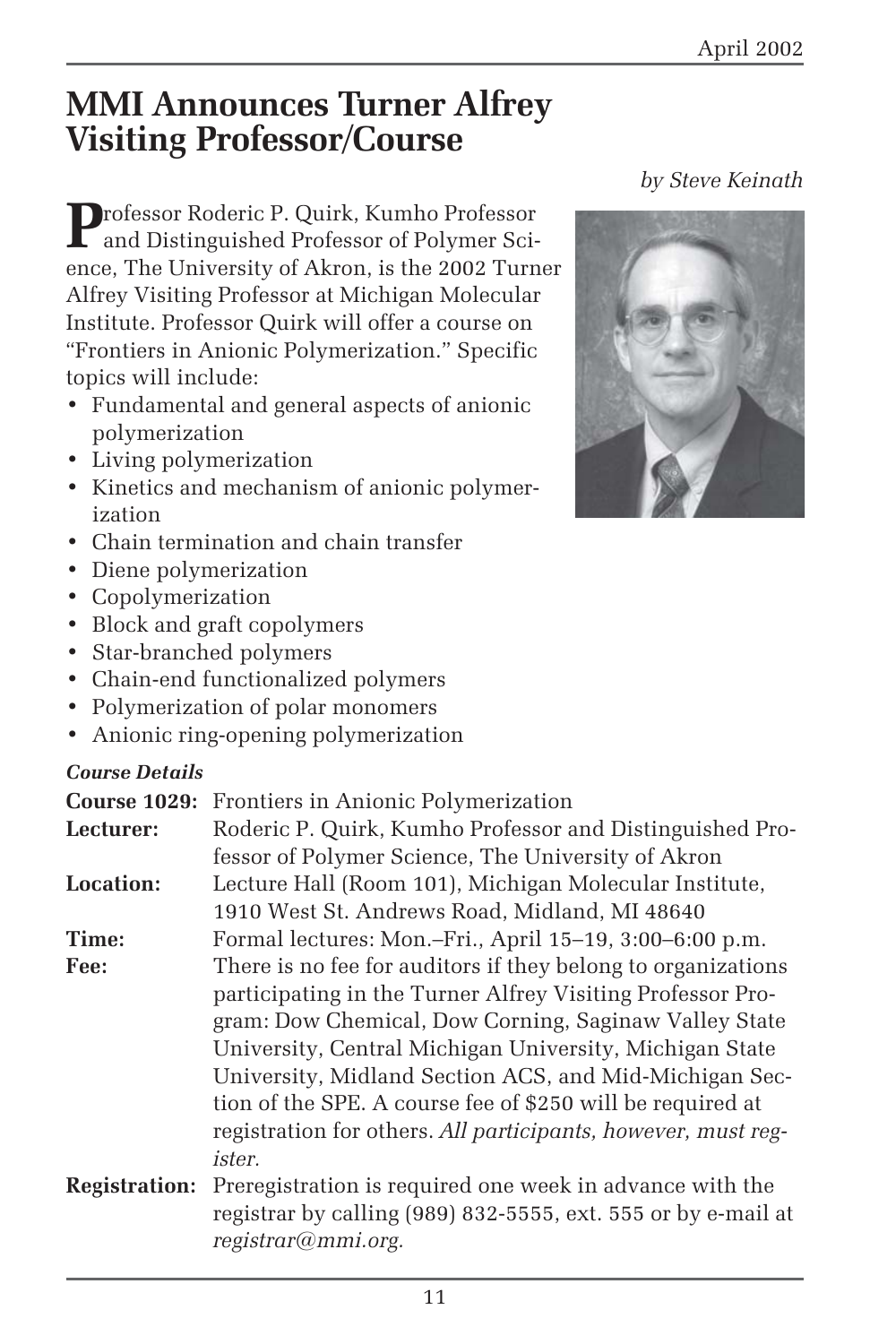# MMI Announces Turner Alfrey Visiting Professor/Course

*by Steve Keinath*

Professor Roderic P. Quirk, Kumho Professor and Distinguished Professor of Polymer Science, The University of Akron, is the 2002 Turner Alfrey Visiting Professor at Michigan Molecular Institute. Professor Quirk will offer a course on "Frontiers in Anionic Polymerization." Specific topics will include:

- Fundamental and general aspects of anionic polymerization
- Living polymerization
- Kinetics and mechanism of anionic polymerization
- Chain termination and chain transfer
- Diene polymerization
- Copolymerization
- Block and graft copolymers
- Star-branched polymers
- Chain-end functionalized polymers
- Polymerization of polar monomers
- Anionic ring-opening polymerization

***Course Details***

**Course 1029:** Frontiers in Anionic Polymerization

**Lecturer:** Roderic P. Quirk, Kumho Professor and Distinguished Professor of Polymer Science, The University of Akron

**Location:** Lecture Hall (Room 101), Michigan Molecular Institute, 1910 West St. Andrews Road, Midland, MI 48640

**Time:** Formal lectures: Mon.–Fri., April 15–19, 3:00–6:00 p.m.

**Fee:** There is no fee for auditors if they belong to organizations participating in the Turner Alfrey Visiting Professor Program: Dow Chemical, Dow Corning, Saginaw Valley State University, Central Michigan University, Michigan State University, Midland Section ACS, and Mid-Michigan Section of the SPE. A course fee of $250 will be required at registration for others. *All participants, however, must register.*

**Registration:** Preregistration is required one week in advance with the registrar by calling (989) 832-5555, ext. 555 or by e-mail at *registrar@mmi.org.*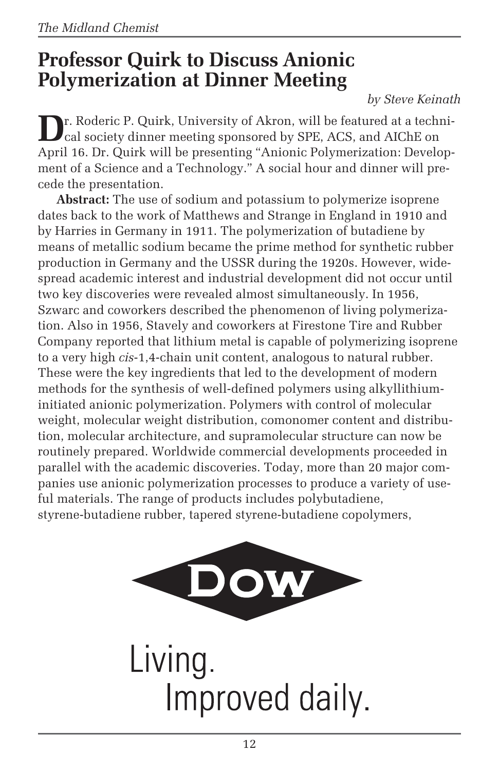## Professor Quirk to Discuss Anionic Polymerization at Dinner Meeting

*by Steve Keinath*

Dr. Roderic P. Quirk, University of Akron, will be featured at a technical society dinner meeting sponsored by SPE, ACS, and AIChE on April 16. Dr. Quirk will be presenting "Anionic Polymerization: Development of a Science and a Technology." A social hour and dinner will precede the presentation.

**Abstract:** The use of sodium and potassium to polymerize isoprene dates back to the work of Matthews and Strange in England in 1910 and by Harries in Germany in 1911. The polymerization of butadiene by means of metallic sodium became the prime method for synthetic rubber production in Germany and the USSR during the 1920s. However, widespread academic interest and industrial development did not occur until two key discoveries were revealed almost simultaneously. In 1956, Szwarc and coworkers described the phenomenon of living polymerization. Also in 1956, Stavely and coworkers at Firestone Tire and Rubber Company reported that lithium metal is capable of polymerizing isoprene to a very high *cis*-1,4-chain unit content, analogous to natural rubber. These were the key ingredients that led to the development of modern methods for the synthesis of well-defined polymers using alkyllithium-initiated anionic polymerization. Polymers with control of molecular weight, molecular weight distribution, comonomer content and distribution, molecular architecture, and supramolecular structure can now be routinely prepared. Worldwide commercial developments proceeded in parallel with the academic discoveries. Today, more than 20 major companies use anionic polymerization processes to produce a variety of useful materials. The range of products includes polybutadiene, styrene-butadiene rubber, tapered styrene-butadiene copolymers,

DOW

Living.
Improved daily.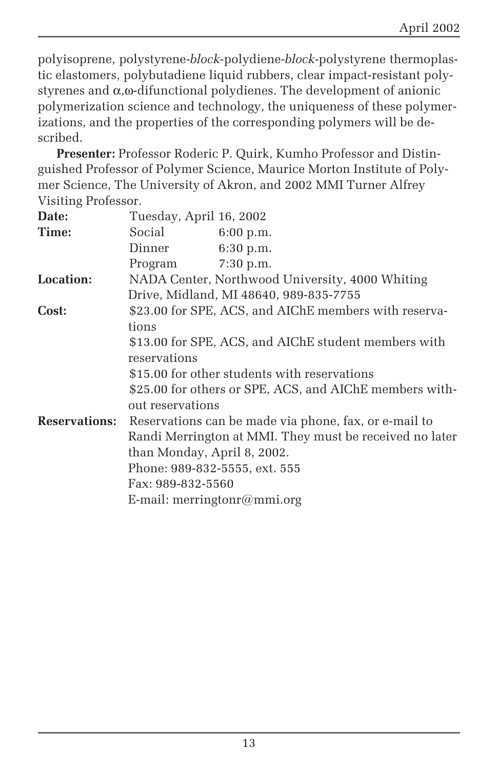polyisoprene, polystyrene-*block*-polydiene-*block*-polystyrene thermoplastic elastomers, polybutadiene liquid rubbers, clear impact-resistant polystyrenes and $\alpha,\omega$-difunctional polydienes. The development of anionic polymerization science and technology, the uniqueness of these polymerizations, and the properties of the corresponding polymers will be described.

**Presenter:** Professor Roderic P. Quirk, Kumho Professor and Distinguished Professor of Polymer Science, Maurice Morton Institute of Polymer Science, The University of Akron, and 2002 MMI Turner Alfrey Visiting Professor.

**Date:** Tuesday, April 16, 2002

**Time:**
Social 6:00 p.m.
Dinner 6:30 p.m.
Program 7:30 p.m.

**Location:** NADA Center, Northwood University, 4000 Whiting Drive, Midland, MI 48640, 989-835-7755

**Cost:**
$23.00 for SPE, ACS, and AIChE members with reservations
$13.00 for SPE, ACS, and AIChE student members with reservations
$15.00 for other students with reservations
$25.00 for others or SPE, ACS, and AIChE members without reservations

**Reservations:** Reservations can be made via phone, fax, or e-mail to Randi Merrington at MMI. They must be received no later than Monday, April 8, 2002.
Phone: 989-832-5555, ext. 555
Fax: 989-832-5560
E-mail: merringtonr@mmi.org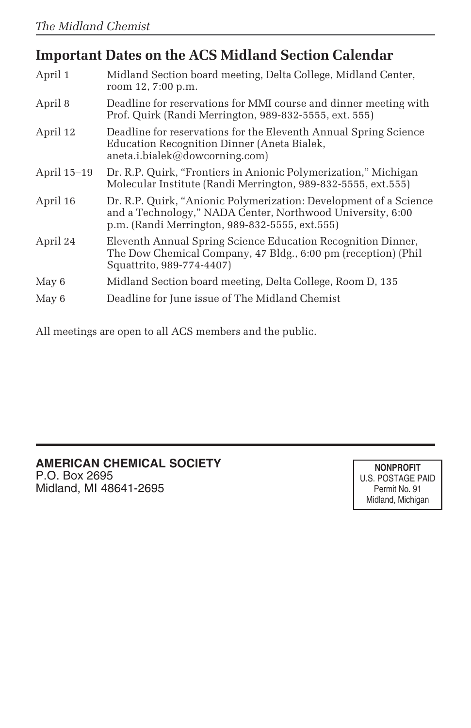## Important Dates on the ACS Midland Section Calendar

| | |
|---|---|
| April 1 | Midland Section board meeting, Delta College, Midland Center, room 12, 7:00 p.m. |
| April 8 | Deadline for reservations for MMI course and dinner meeting with Prof. Quirk (Randi Merrington, 989-832-5555, ext. 555) |
| April 12 | Deadline for reservations for the Eleventh Annual Spring Science Education Recognition Dinner (Aneta Bialek, aneta.i.bialek@dowcorning.com) |
| April 15–19 | Dr. R.P. Quirk, "Frontiers in Anionic Polymerization," Michigan Molecular Institute (Randi Merrington, 989-832-5555, ext.555) |
| April 16 | Dr. R.P. Quirk, "Anionic Polymerization: Development of a Science and a Technology," NADA Center, Northwood University, 6:00 p.m. (Randi Merrington, 989-832-5555, ext.555) |
| April 24 | Eleventh Annual Spring Science Education Recognition Dinner, The Dow Chemical Company, 47 Bldg., 6:00 pm (reception) (Phil Squattrito, 989-774-4407) |
| May 6 | Midland Section board meeting, Delta College, Room D, 135 |
| May 6 | Deadline for June issue of The Midland Chemist |

All meetings are open to all ACS members and the public.

**AMERICAN CHEMICAL SOCIETY**
P.O. Box 2695
Midland, MI 48641-2695

**NONPROFIT**
U.S. POSTAGE PAID
Permit No. 91
Midland, Michigan